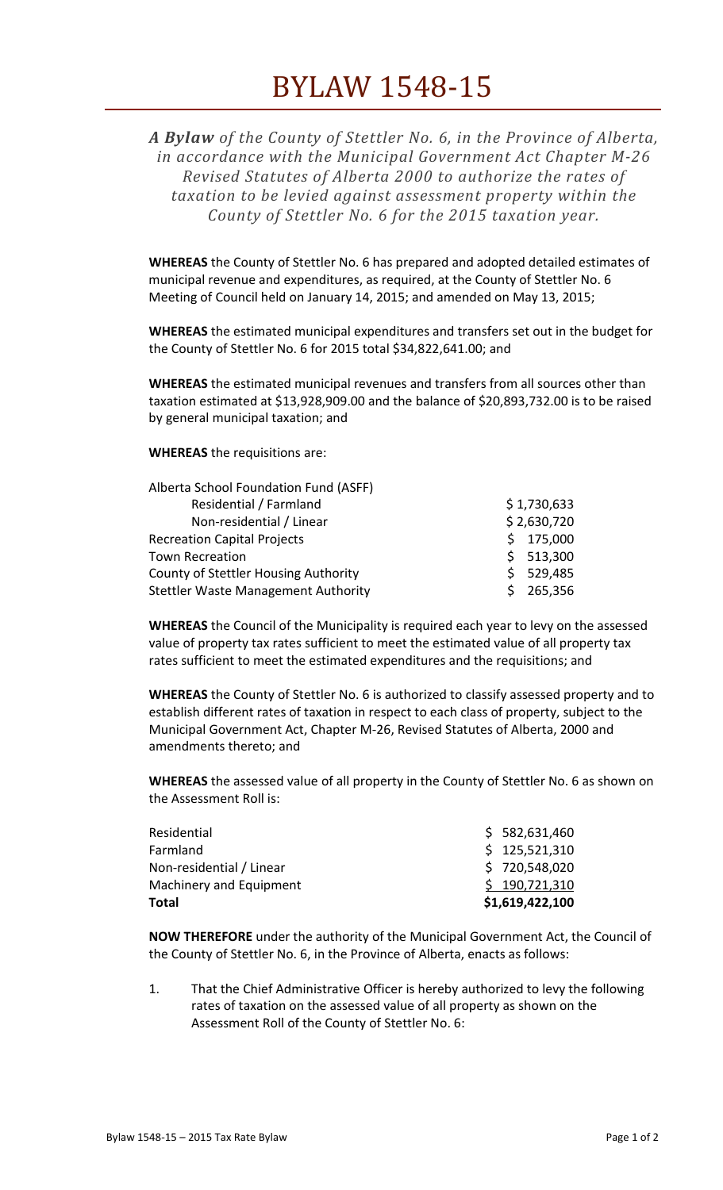# BYLAW 1548-15

***A Bylaw** of the County of Stettler No. 6, in the Province of Alberta, in accordance with the Municipal Government Act Chapter M-26 Revised Statutes of Alberta 2000 to authorize the rates of taxation to be levied against assessment property within the County of Stettler No. 6 for the 2015 taxation year.*

**WHEREAS** the County of Stettler No. 6 has prepared and adopted detailed estimates of municipal revenue and expenditures, as required, at the County of Stettler No. 6 Meeting of Council held on January 14, 2015; and amended on May 13, 2015;

**WHEREAS** the estimated municipal expenditures and transfers set out in the budget for the County of Stettler No. 6 for 2015 total $34,822,641.00; and

**WHEREAS** the estimated municipal revenues and transfers from all sources other than taxation estimated at $13,928,909.00 and the balance of $20,893,732.00 is to be raised by general municipal taxation; and

**WHEREAS** the requisitions are:

| | |
|---|---|
| Alberta School Foundation Fund (ASFF) | |
| Residential / Farmland | $ 1,730,633 |
| Non-residential / Linear | $ 2,630,720 |
| Recreation Capital Projects | $ 175,000 |
| Town Recreation | $ 513,300 |
| County of Stettler Housing Authority | $ 529,485 |
| Stettler Waste Management Authority | $ 265,356 |

**WHEREAS** the Council of the Municipality is required each year to levy on the assessed value of property tax rates sufficient to meet the estimated value of all property tax rates sufficient to meet the estimated expenditures and the requisitions; and

**WHEREAS** the County of Stettler No. 6 is authorized to classify assessed property and to establish different rates of taxation in respect to each class of property, subject to the Municipal Government Act, Chapter M-26, Revised Statutes of Alberta, 2000 and amendments thereto; and

**WHEREAS** the assessed value of all property in the County of Stettler No. 6 as shown on the Assessment Roll is:

| | |
|---|---|
| Residential | $ 582,631,460 |
| Farmland | $ 125,521,310 |
| Non-residential / Linear | $ 720,548,020 |
| Machinery and Equipment | $ 190,721,310 |
| **Total** | **$1,619,422,100** |

**NOW THEREFORE** under the authority of the Municipal Government Act, the Council of the County of Stettler No. 6, in the Province of Alberta, enacts as follows:

1. That the Chief Administrative Officer is hereby authorized to levy the following rates of taxation on the assessed value of all property as shown on the Assessment Roll of the County of Stettler No. 6: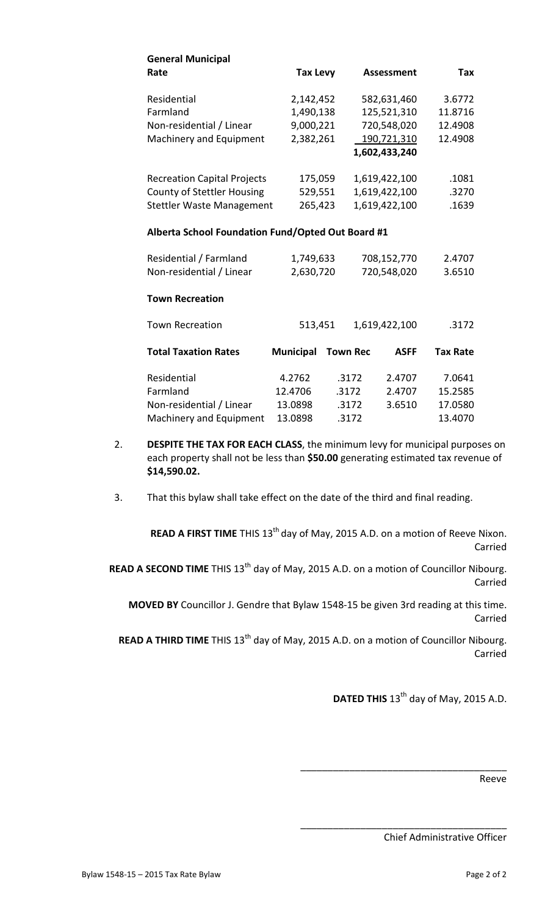| General Municipal Rate | Tax Levy | Assessment | Tax |
|---|---|---|---|
| Residential | 2,142,452 | 582,631,460 | 3.6772 |
| Farmland | 1,490,138 | 125,521,310 | 11.8716 |
| Non-residential / Linear | 9,000,221 | 720,548,020 | 12.4908 |
| Machinery and Equipment | 2,382,261 | 190,721,310 | 12.4908 |
| | | **1,602,433,240** | |
| Recreation Capital Projects | 175,059 | 1,619,422,100 | .1081 |
| County of Stettler Housing | 529,551 | 1,619,422,100 | .3270 |
| Stettler Waste Management | 265,423 | 1,619,422,100 | .1639 |

**Alberta School Foundation Fund/Opted Out Board #1**

| | | | |
|---|---|---|---|
| Residential / Farmland | 1,749,633 | 708,152,770 | 2.4707 |
| Non-residential / Linear | 2,630,720 | 720,548,020 | 3.6510 |

**Town Recreation**

| | | | |
|---|---|---|---|
| Town Recreation | 513,451 | 1,619,422,100 | .3172 |

| Total Taxation Rates | Municipal | Town Rec | ASFF | Tax Rate |
|---|---|---|---|---|
| Residential | 4.2762 | .3172 | 2.4707 | 7.0641 |
| Farmland | 12.4706 | .3172 | 2.4707 | 15.2585 |
| Non-residential / Linear | 13.0898 | .3172 | 3.6510 | 17.0580 |
| Machinery and Equipment | 13.0898 | .3172 | | 13.4070 |

2. **DESPITE THE TAX FOR EACH CLASS**, the minimum levy for municipal purposes on each property shall not be less than **$50.00** generating estimated tax revenue of **$14,590.02.**

3. That this bylaw shall take effect on the date of the third and final reading.

**READ A FIRST TIME** THIS 13th day of May, 2015 A.D. on a motion of Reeve Nixon. Carried

**READ A SECOND TIME** THIS 13th day of May, 2015 A.D. on a motion of Councillor Nibourg. Carried

**MOVED BY** Councillor J. Gendre that Bylaw 1548-15 be given 3rd reading at this time. Carried

**READ A THIRD TIME** THIS 13th day of May, 2015 A.D. on a motion of Councillor Nibourg. Carried

**DATED THIS** 13th day of May, 2015 A.D.

\_\_\_\_\_\_\_\_\_\_\_\_\_\_\_\_\_\_\_\_\_\_\_\_\_\_\_\_\_\_\_\_\_\_\_\_\_\_

Reeve

\_\_\_\_\_\_\_\_\_\_\_\_\_\_\_\_\_\_\_\_\_\_\_\_\_\_\_\_\_\_\_\_\_\_\_\_\_\_

Chief Administrative Officer